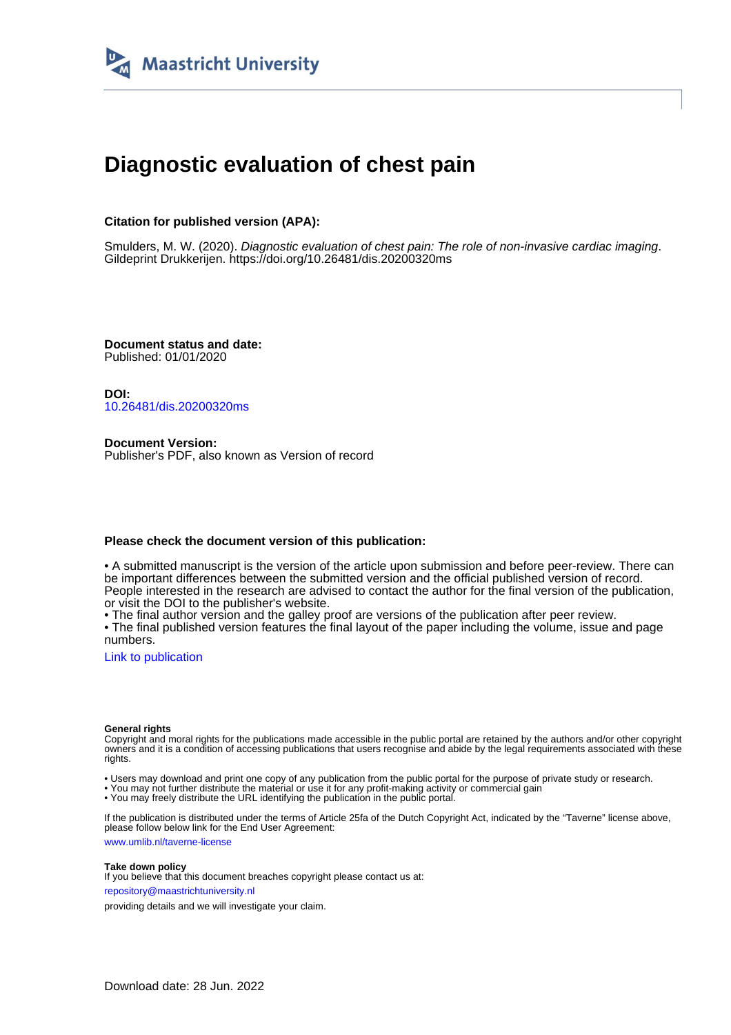Maastricht University

# Diagnostic evaluation of chest pain

**Citation for published version (APA):**

Smulders, M. W. (2020). *Diagnostic evaluation of chest pain: The role of non-invasive cardiac imaging*. Gildeprint Drukkerijen. https://doi.org/10.26481/dis.20200320ms

**Document status and date:**
Published: 01/01/2020

**DOI:**
10.26481/dis.20200320ms

**Document Version:**
Publisher's PDF, also known as Version of record

**Please check the document version of this publication:**

• A submitted manuscript is the version of the article upon submission and before peer-review. There can be important differences between the submitted version and the official published version of record. People interested in the research are advised to contact the author for the final version of the publication, or visit the DOI to the publisher's website.
• The final author version and the galley proof are versions of the publication after peer review.
• The final published version features the final layout of the paper including the volume, issue and page numbers.

Link to publication

**General rights**
Copyright and moral rights for the publications made accessible in the public portal are retained by the authors and/or other copyright owners and it is a condition of accessing publications that users recognise and abide by the legal requirements associated with these rights.

• Users may download and print one copy of any publication from the public portal for the purpose of private study or research.
• You may not further distribute the material or use it for any profit-making activity or commercial gain
• You may freely distribute the URL identifying the publication in the public portal.

If the publication is distributed under the terms of Article 25fa of the Dutch Copyright Act, indicated by the "Taverne" license above, please follow below link for the End User Agreement:

www.umlib.nl/taverne-license

**Take down policy**
If you believe that this document breaches copyright please contact us at:

repository@maastrichtuniversity.nl

providing details and we will investigate your claim.

Download date: 28 Jun. 2022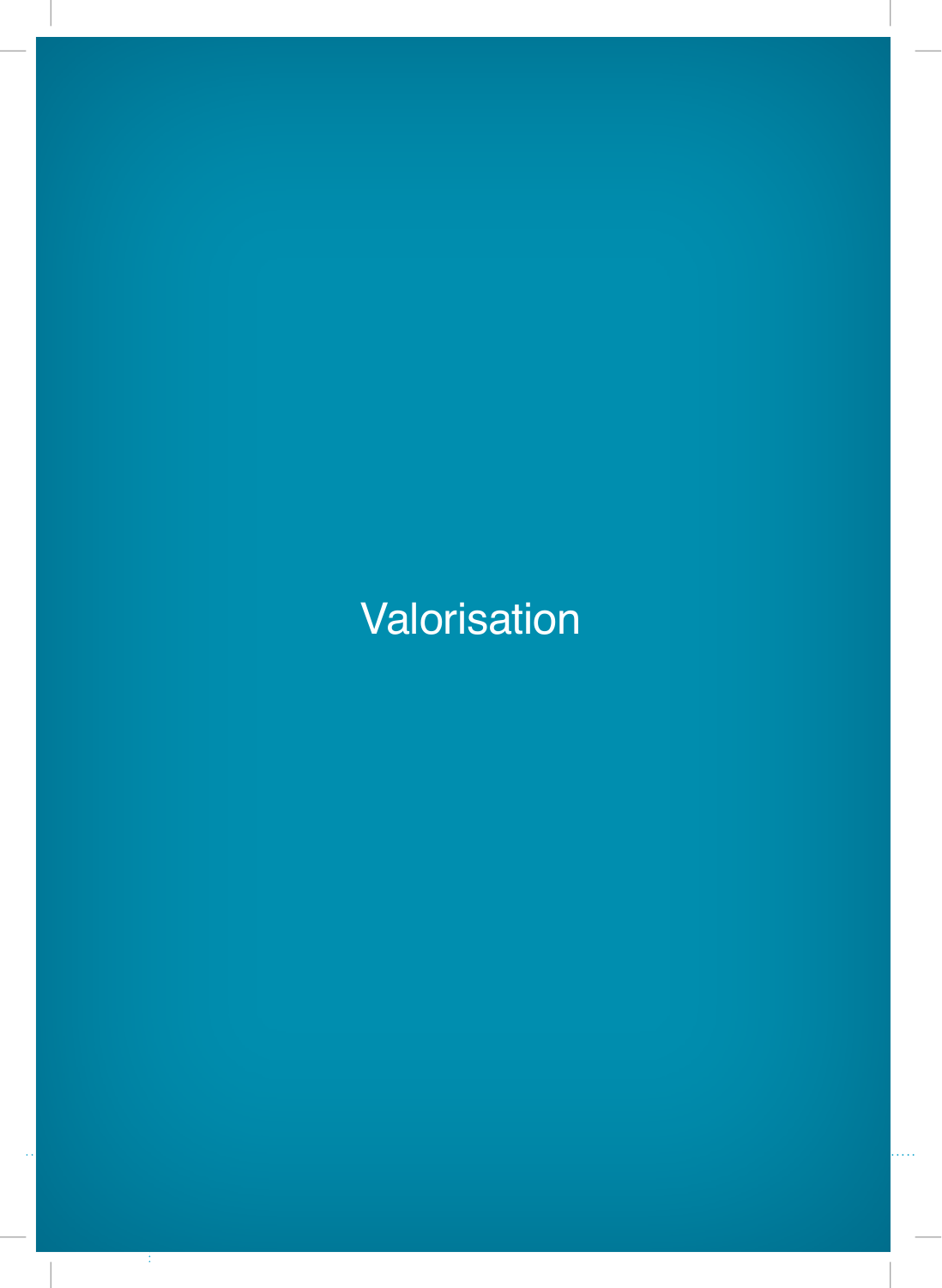# Valorisation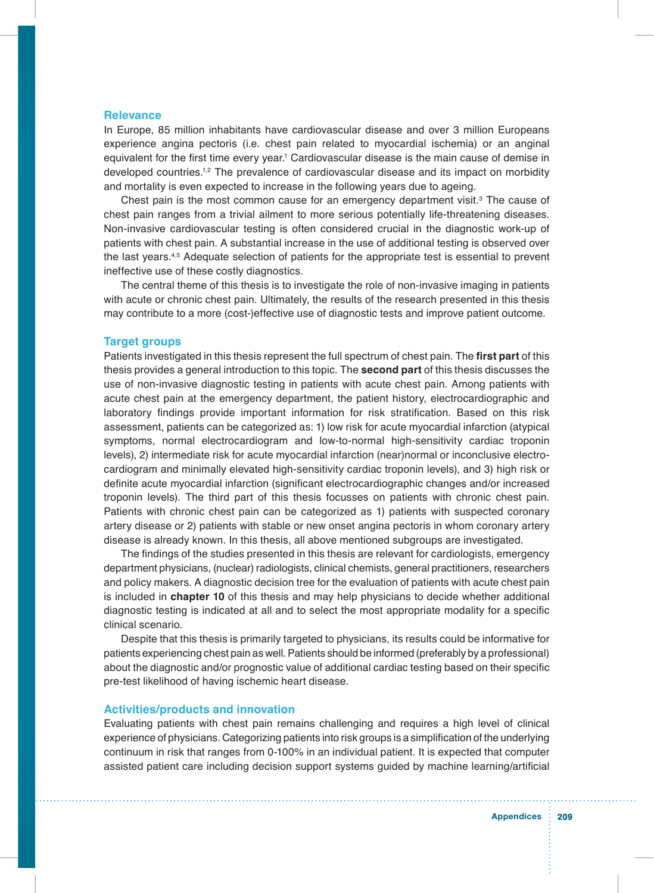### Relevance

In Europe, 85 million inhabitants have cardiovascular disease and over 3 million Europeans experience angina pectoris (i.e. chest pain related to myocardial ischemia) or an anginal equivalent for the first time every year.[1] Cardiovascular disease is the main cause of demise in developed countries.[1,2] The prevalence of cardiovascular disease and its impact on morbidity and mortality is even expected to increase in the following years due to ageing.

Chest pain is the most common cause for an emergency department visit.[3] The cause of chest pain ranges from a trivial ailment to more serious potentially life-threatening diseases. Non-invasive cardiovascular testing is often considered crucial in the diagnostic work-up of patients with chest pain. A substantial increase in the use of additional testing is observed over the last years.[4,5] Adequate selection of patients for the appropriate test is essential to prevent ineffective use of these costly diagnostics.

The central theme of this thesis is to investigate the role of non-invasive imaging in patients with acute or chronic chest pain. Ultimately, the results of the research presented in this thesis may contribute to a more (cost-)effective use of diagnostic tests and improve patient outcome.

### Target groups

Patients investigated in this thesis represent the full spectrum of chest pain. The **first part** of this thesis provides a general introduction to this topic. The **second part** of this thesis discusses the use of non-invasive diagnostic testing in patients with acute chest pain. Among patients with acute chest pain at the emergency department, the patient history, electrocardiographic and laboratory findings provide important information for risk stratification. Based on this risk assessment, patients can be categorized as: 1) low risk for acute myocardial infarction (atypical symptoms, normal electrocardiogram and low-to-normal high-sensitivity cardiac troponin levels), 2) intermediate risk for acute myocardial infarction (near)normal or inconclusive electrocardiogram and minimally elevated high-sensitivity cardiac troponin levels), and 3) high risk or definite acute myocardial infarction (significant electrocardiographic changes and/or increased troponin levels). The third part of this thesis focusses on patients with chronic chest pain. Patients with chronic chest pain can be categorized as 1) patients with suspected coronary artery disease or 2) patients with stable or new onset angina pectoris in whom coronary artery disease is already known. In this thesis, all above mentioned subgroups are investigated.

The findings of the studies presented in this thesis are relevant for cardiologists, emergency department physicians, (nuclear) radiologists, clinical chemists, general practitioners, researchers and policy makers. A diagnostic decision tree for the evaluation of patients with acute chest pain is included in **chapter 10** of this thesis and may help physicians to decide whether additional diagnostic testing is indicated at all and to select the most appropriate modality for a specific clinical scenario.

Despite that this thesis is primarily targeted to physicians, its results could be informative for patients experiencing chest pain as well. Patients should be informed (preferably by a professional) about the diagnostic and/or prognostic value of additional cardiac testing based on their specific pre-test likelihood of having ischemic heart disease.

### Activities/products and innovation

Evaluating patients with chest pain remains challenging and requires a high level of clinical experience of physicians. Categorizing patients into risk groups is a simplification of the underlying continuum in risk that ranges from 0-100% in an individual patient. It is expected that computer assisted patient care including decision support systems guided by machine learning/artificial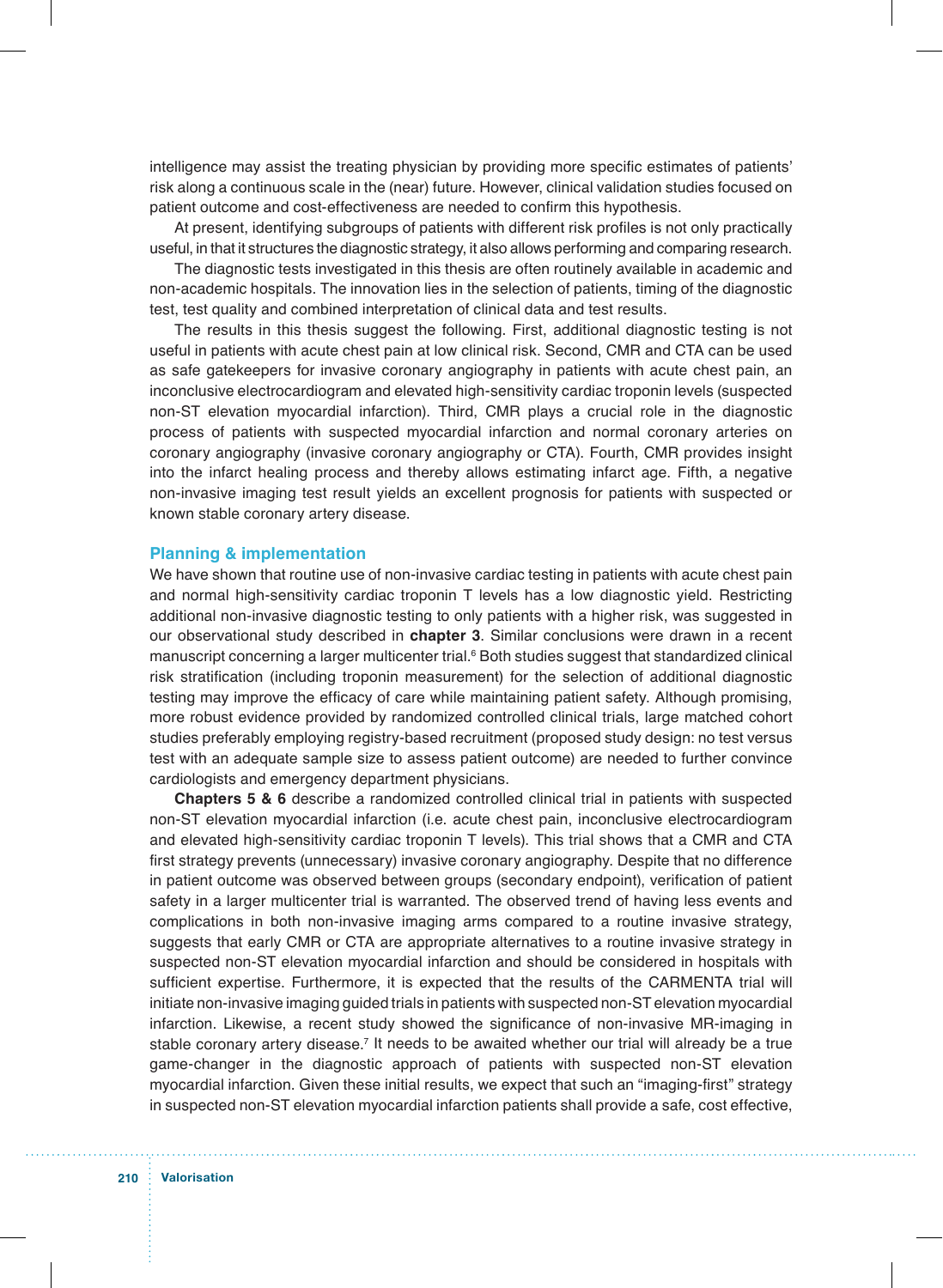intelligence may assist the treating physician by providing more specific estimates of patients' risk along a continuous scale in the (near) future. However, clinical validation studies focused on patient outcome and cost-effectiveness are needed to confirm this hypothesis.

At present, identifying subgroups of patients with different risk profiles is not only practically useful, in that it structures the diagnostic strategy, it also allows performing and comparing research.

The diagnostic tests investigated in this thesis are often routinely available in academic and non-academic hospitals. The innovation lies in the selection of patients, timing of the diagnostic test, test quality and combined interpretation of clinical data and test results.

The results in this thesis suggest the following. First, additional diagnostic testing is not useful in patients with acute chest pain at low clinical risk. Second, CMR and CTA can be used as safe gatekeepers for invasive coronary angiography in patients with acute chest pain, an inconclusive electrocardiogram and elevated high-sensitivity cardiac troponin levels (suspected non-ST elevation myocardial infarction). Third, CMR plays a crucial role in the diagnostic process of patients with suspected myocardial infarction and normal coronary arteries on coronary angiography (invasive coronary angiography or CTA). Fourth, CMR provides insight into the infarct healing process and thereby allows estimating infarct age. Fifth, a negative non-invasive imaging test result yields an excellent prognosis for patients with suspected or known stable coronary artery disease.

## Planning & implementation

We have shown that routine use of non-invasive cardiac testing in patients with acute chest pain and normal high-sensitivity cardiac troponin T levels has a low diagnostic yield. Restricting additional non-invasive diagnostic testing to only patients with a higher risk, was suggested in our observational study described in **chapter 3**. Similar conclusions were drawn in a recent manuscript concerning a larger multicenter trial.[6] Both studies suggest that standardized clinical risk stratification (including troponin measurement) for the selection of additional diagnostic testing may improve the efficacy of care while maintaining patient safety. Although promising, more robust evidence provided by randomized controlled clinical trials, large matched cohort studies preferably employing registry-based recruitment (proposed study design: no test versus test with an adequate sample size to assess patient outcome) are needed to further convince cardiologists and emergency department physicians.

**Chapters 5 & 6** describe a randomized controlled clinical trial in patients with suspected non-ST elevation myocardial infarction (i.e. acute chest pain, inconclusive electrocardiogram and elevated high-sensitivity cardiac troponin T levels). This trial shows that a CMR and CTA first strategy prevents (unnecessary) invasive coronary angiography. Despite that no difference in patient outcome was observed between groups (secondary endpoint), verification of patient safety in a larger multicenter trial is warranted. The observed trend of having less events and complications in both non-invasive imaging arms compared to a routine invasive strategy, suggests that early CMR or CTA are appropriate alternatives to a routine invasive strategy in suspected non-ST elevation myocardial infarction and should be considered in hospitals with sufficient expertise. Furthermore, it is expected that the results of the CARMENTA trial will initiate non-invasive imaging guided trials in patients with suspected non-ST elevation myocardial infarction. Likewise, a recent study showed the significance of non-invasive MR-imaging in stable coronary artery disease.[7] It needs to be awaited whether our trial will already be a true game-changer in the diagnostic approach of patients with suspected non-ST elevation myocardial infarction. Given these initial results, we expect that such an "imaging-first" strategy in suspected non-ST elevation myocardial infarction patients shall provide a safe, cost effective,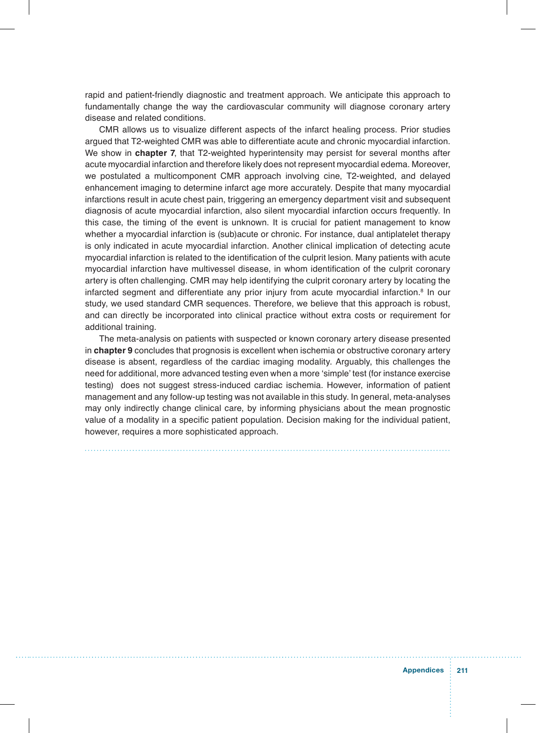rapid and patient-friendly diagnostic and treatment approach. We anticipate this approach to fundamentally change the way the cardiovascular community will diagnose coronary artery disease and related conditions.

CMR allows us to visualize different aspects of the infarct healing process. Prior studies argued that T2-weighted CMR was able to differentiate acute and chronic myocardial infarction. We show in **chapter 7**, that T2-weighted hyperintensity may persist for several months after acute myocardial infarction and therefore likely does not represent myocardial edema. Moreover, we postulated a multicomponent CMR approach involving cine, T2-weighted, and delayed enhancement imaging to determine infarct age more accurately. Despite that many myocardial infarctions result in acute chest pain, triggering an emergency department visit and subsequent diagnosis of acute myocardial infarction, also silent myocardial infarction occurs frequently. In this case, the timing of the event is unknown. It is crucial for patient management to know whether a myocardial infarction is (sub)acute or chronic. For instance, dual antiplatelet therapy is only indicated in acute myocardial infarction. Another clinical implication of detecting acute myocardial infarction is related to the identification of the culprit lesion. Many patients with acute myocardial infarction have multivessel disease, in whom identification of the culprit coronary artery is often challenging. CMR may help identifying the culprit coronary artery by locating the infarcted segment and differentiate any prior injury from acute myocardial infarction.[8] In our study, we used standard CMR sequences. Therefore, we believe that this approach is robust, and can directly be incorporated into clinical practice without extra costs or requirement for additional training.

The meta-analysis on patients with suspected or known coronary artery disease presented in **chapter 9** concludes that prognosis is excellent when ischemia or obstructive coronary artery disease is absent, regardless of the cardiac imaging modality. Arguably, this challenges the need for additional, more advanced testing even when a more 'simple' test (for instance exercise testing) does not suggest stress-induced cardiac ischemia. However, information of patient management and any follow-up testing was not available in this study. In general, meta-analyses may only indirectly change clinical care, by informing physicians about the mean prognostic value of a modality in a specific patient population. Decision making for the individual patient, however, requires a more sophisticated approach.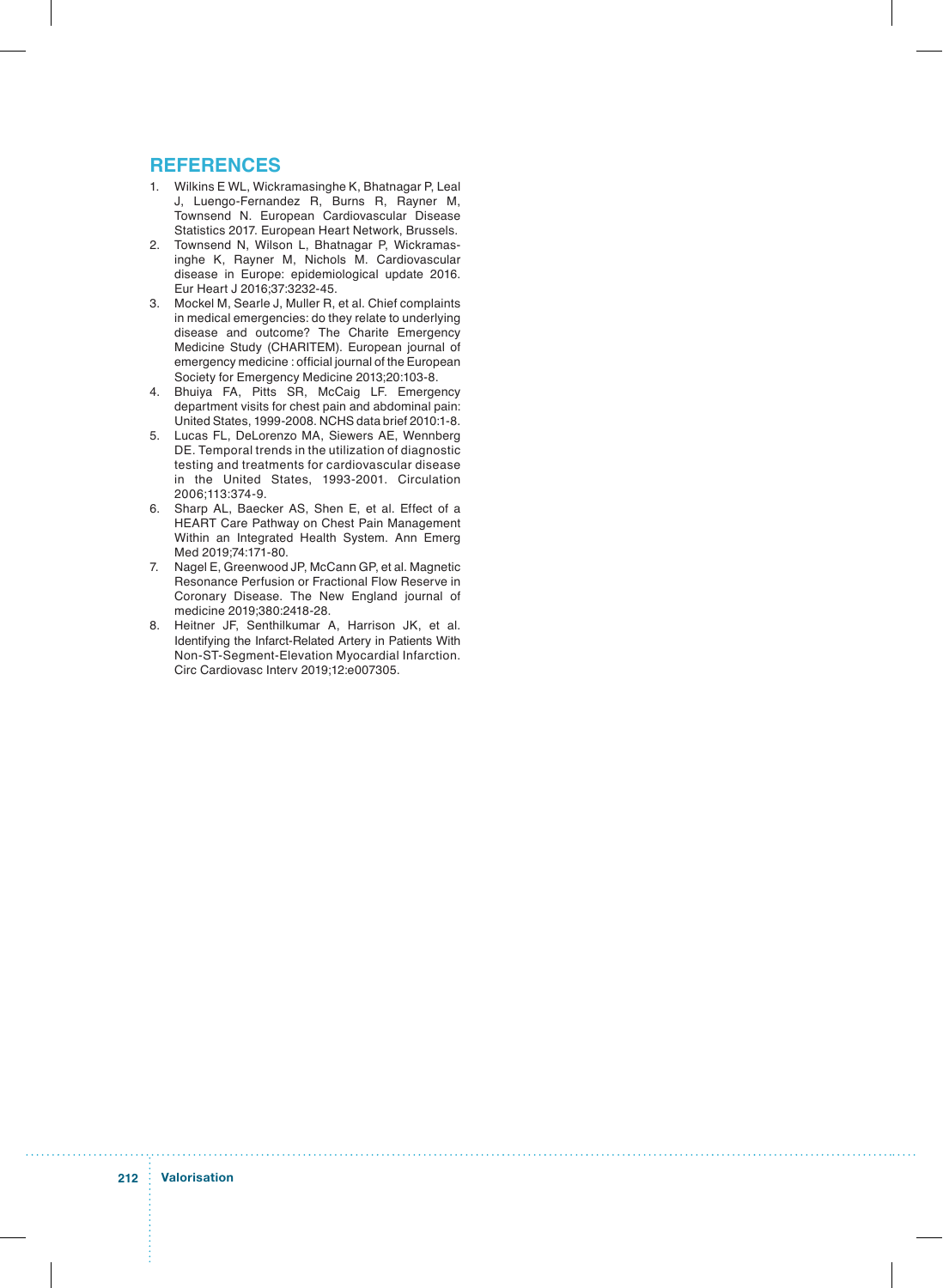## REFERENCES

1. Wilkins E WL, Wickramasinghe K, Bhatnagar P, Leal J, Luengo-Fernandez R, Burns R, Rayner M, Townsend N. European Cardiovascular Disease Statistics 2017. European Heart Network, Brussels.
2. Townsend N, Wilson L, Bhatnagar P, Wickramasinghe K, Rayner M, Nichols M. Cardiovascular disease in Europe: epidemiological update 2016. Eur Heart J 2016;37:3232-45.
3. Mockel M, Searle J, Muller R, et al. Chief complaints in medical emergencies: do they relate to underlying disease and outcome? The Charite Emergency Medicine Study (CHARITEM). European journal of emergency medicine : official journal of the European Society for Emergency Medicine 2013;20:103-8.
4. Bhuiya FA, Pitts SR, McCaig LF. Emergency department visits for chest pain and abdominal pain: United States, 1999-2008. NCHS data brief 2010:1-8.
5. Lucas FL, DeLorenzo MA, Siewers AE, Wennberg DE. Temporal trends in the utilization of diagnostic testing and treatments for cardiovascular disease in the United States, 1993-2001. Circulation 2006;113:374-9.
6. Sharp AL, Baecker AS, Shen E, et al. Effect of a HEART Care Pathway on Chest Pain Management Within an Integrated Health System. Ann Emerg Med 2019;74:171-80.
7. Nagel E, Greenwood JP, McCann GP, et al. Magnetic Resonance Perfusion or Fractional Flow Reserve in Coronary Disease. The New England journal of medicine 2019;380:2418-28.
8. Heitner JF, Senthilkumar A, Harrison JK, et al. Identifying the Infarct-Related Artery in Patients With Non-ST-Segment-Elevation Myocardial Infarction. Circ Cardiovasc Interv 2019;12:e007305.